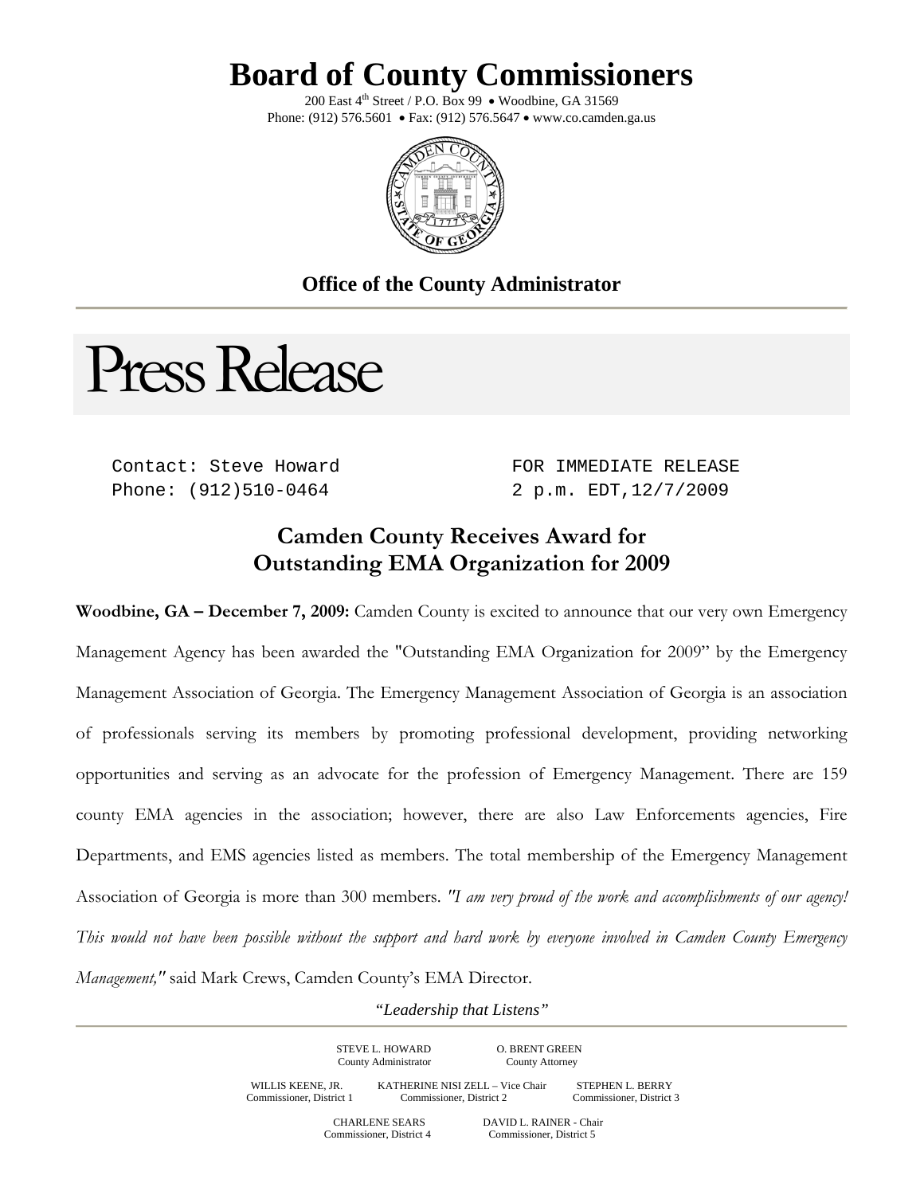# Board of County Commissioners

200 East 4th Street / P.O. Box 99 • Woodbine, GA 31569
Phone: (912) 576.5601 • Fax: (912) 576.5647 • www.co.camden.ga.us

**Office of the County Administrator**

# Press Release

Contact: Steve Howard
Phone: (912)510-0464

FOR IMMEDIATE RELEASE
2 p.m. EDT,12/7/2009

## Camden County Receives Award for Outstanding EMA Organization for 2009

**Woodbine, GA – December 7, 2009:** Camden County is excited to announce that our very own Emergency Management Agency has been awarded the "Outstanding EMA Organization for 2009" by the Emergency Management Association of Georgia. The Emergency Management Association of Georgia is an association of professionals serving its members by promoting professional development, providing networking opportunities and serving as an advocate for the profession of Emergency Management. There are 159 county EMA agencies in the association; however, there are also Law Enforcements agencies, Fire Departments, and EMS agencies listed as members. The total membership of the Emergency Management Association of Georgia is more than 300 members. *"I am very proud of the work and accomplishments of our agency! This would not have been possible without the support and hard work by everyone involved in Camden County Emergency Management,"* said Mark Crews, Camden County's EMA Director.

*"Leadership that Listens"*

STEVE L. HOWARD
County Administrator

O. BRENT GREEN
County Attorney

WILLIS KEENE, JR.
Commissioner, District 1

KATHERINE NISI ZELL – Vice Chair
Commissioner, District 2

STEPHEN L. BERRY
Commissioner, District 3

CHARLENE SEARS
Commissioner, District 4

DAVID L. RAINER - Chair
Commissioner, District 5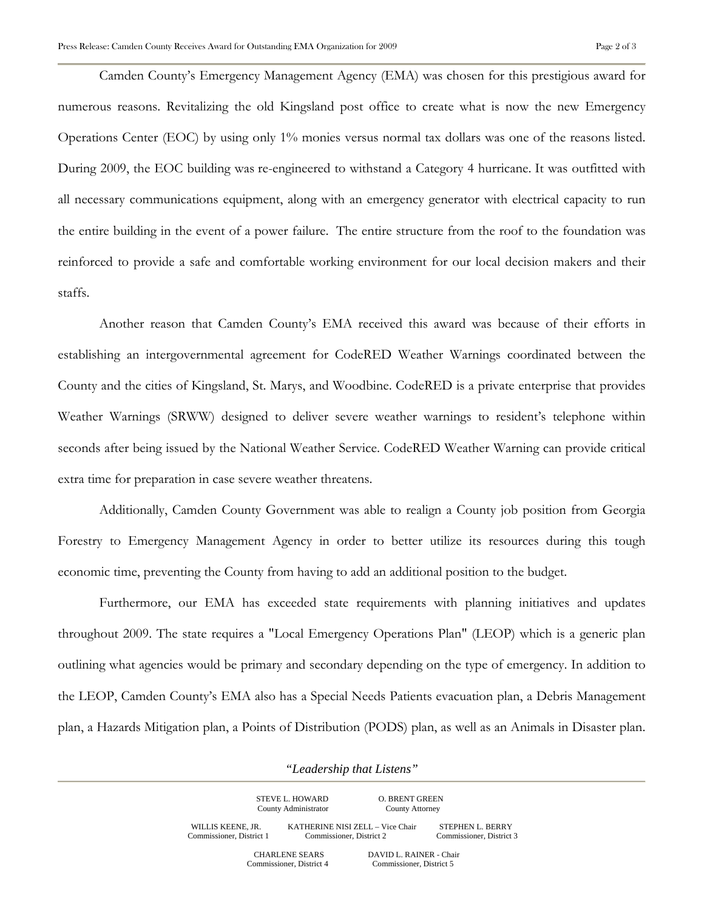Camden County's Emergency Management Agency (EMA) was chosen for this prestigious award for numerous reasons. Revitalizing the old Kingsland post office to create what is now the new Emergency Operations Center (EOC) by using only 1% monies versus normal tax dollars was one of the reasons listed. During 2009, the EOC building was re-engineered to withstand a Category 4 hurricane. It was outfitted with all necessary communications equipment, along with an emergency generator with electrical capacity to run the entire building in the event of a power failure. The entire structure from the roof to the foundation was reinforced to provide a safe and comfortable working environment for our local decision makers and their staffs.

Another reason that Camden County's EMA received this award was because of their efforts in establishing an intergovernmental agreement for CodeRED Weather Warnings coordinated between the County and the cities of Kingsland, St. Marys, and Woodbine. CodeRED is a private enterprise that provides Weather Warnings (SRWW) designed to deliver severe weather warnings to resident's telephone within seconds after being issued by the National Weather Service. CodeRED Weather Warning can provide critical extra time for preparation in case severe weather threatens.

Additionally, Camden County Government was able to realign a County job position from Georgia Forestry to Emergency Management Agency in order to better utilize its resources during this tough economic time, preventing the County from having to add an additional position to the budget.

Furthermore, our EMA has exceeded state requirements with planning initiatives and updates throughout 2009. The state requires a "Local Emergency Operations Plan" (LEOP) which is a generic plan outlining what agencies would be primary and secondary depending on the type of emergency. In addition to the LEOP, Camden County's EMA also has a Special Needs Patients evacuation plan, a Debris Management plan, a Hazards Mitigation plan, a Points of Distribution (PODS) plan, as well as an Animals in Disaster plan.

*"Leadership that Listens"*

STEVE L. HOWARD
County Administrator

O. BRENT GREEN
County Attorney

WILLIS KEENE, JR.
Commissioner, District 1

KATHERINE NISI ZELL – Vice Chair
Commissioner, District 2

STEPHEN L. BERRY
Commissioner, District 3

CHARLENE SEARS
Commissioner, District 4

DAVID L. RAINER - Chair
Commissioner, District 5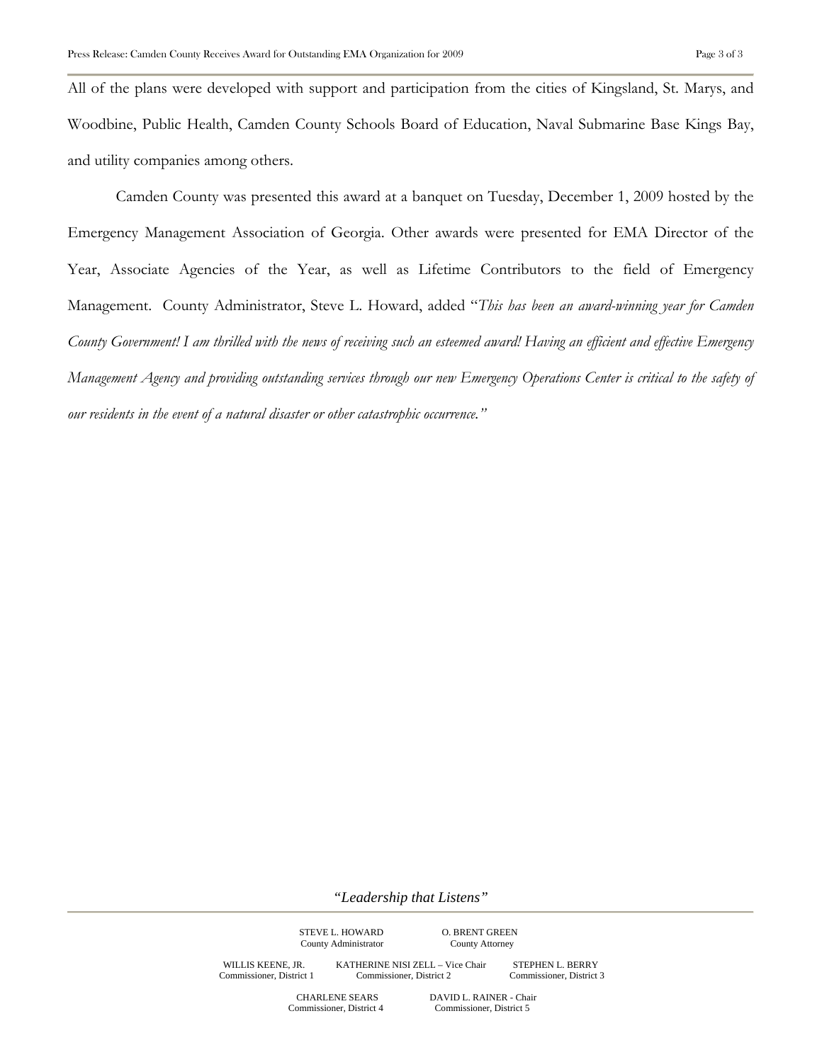All of the plans were developed with support and participation from the cities of Kingsland, St. Marys, and Woodbine, Public Health, Camden County Schools Board of Education, Naval Submarine Base Kings Bay, and utility companies among others.

Camden County was presented this award at a banquet on Tuesday, December 1, 2009 hosted by the Emergency Management Association of Georgia. Other awards were presented for EMA Director of the Year, Associate Agencies of the Year, as well as Lifetime Contributors to the field of Emergency Management. County Administrator, Steve L. Howard, added "*This has been an award-winning year for Camden County Government! I am thrilled with the news of receiving such an esteemed award! Having an efficient and effective Emergency Management Agency and providing outstanding services through our new Emergency Operations Center is critical to the safety of our residents in the event of a natural disaster or other catastrophic occurrence.*"

*"Leadership that Listens"*

STEVE L. HOWARD
County Administrator

O. BRENT GREEN
County Attorney

WILLIS KEENE, JR.
Commissioner, District 1

KATHERINE NISI ZELL – Vice Chair
Commissioner, District 2

STEPHEN L. BERRY
Commissioner, District 3

CHARLENE SEARS
Commissioner, District 4

DAVID L. RAINER - Chair
Commissioner, District 5